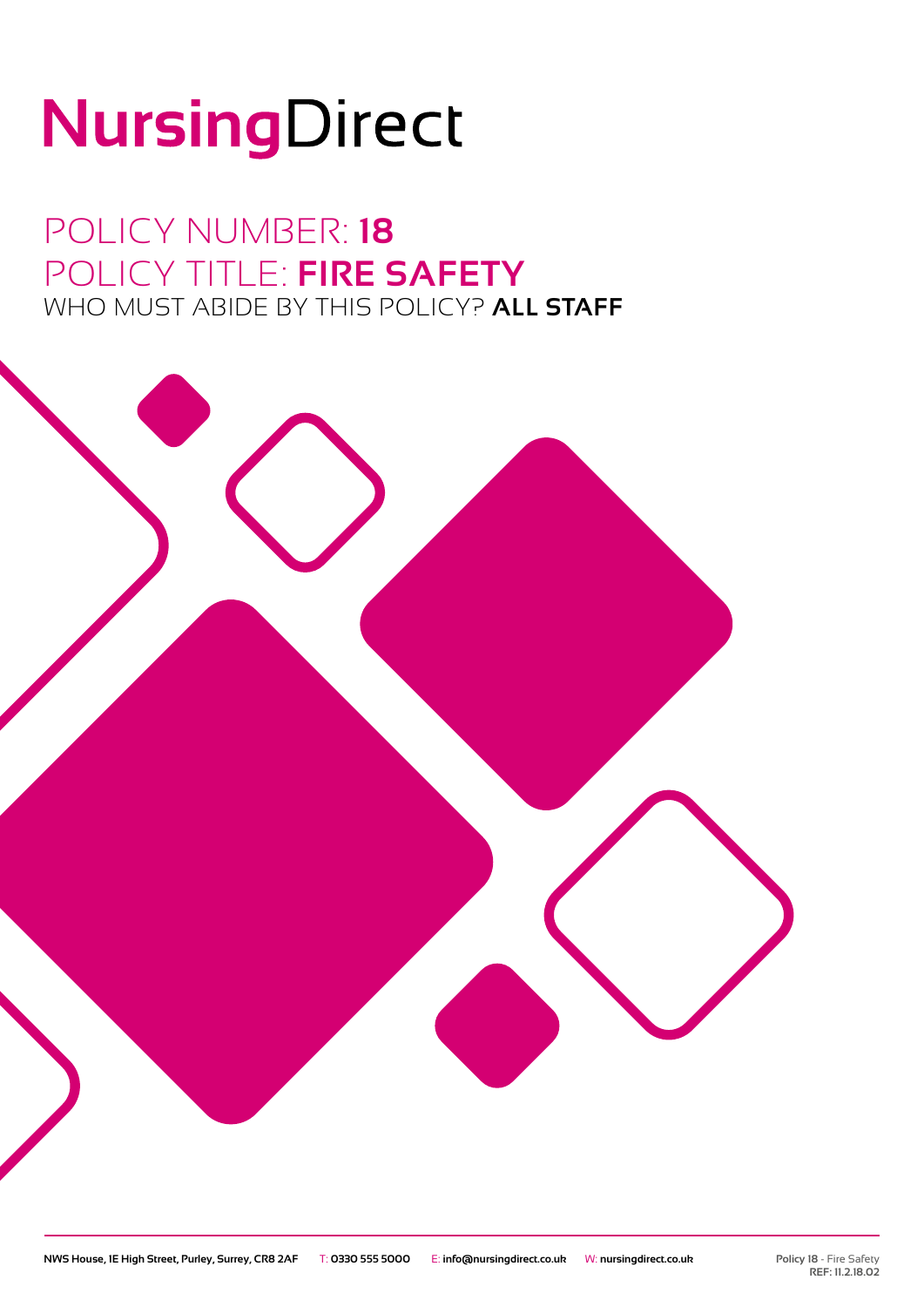# NursingDirect

## POLICY NUMBER: **18**
## POLICY TITLE: **FIRE SAFETY**
### WHO MUST ABIDE BY THIS POLICY? **ALL STAFF**

NWS House, 1E High Street, Purley, Surrey, CR8 2AF T: 0330 555 5000 E: info@nursingdirect.co.uk W: nursingdirect.co.uk

Policy 18 - Fire Safety
REF: 11.2.18.02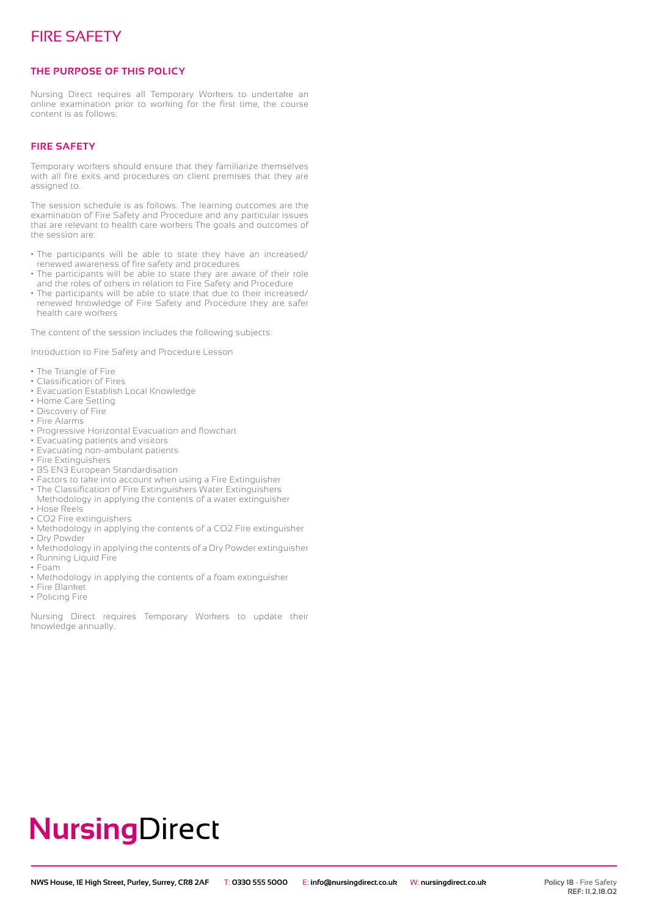# FIRE SAFETY

## THE PURPOSE OF THIS POLICY

Nursing Direct requires all Temporary Workers to undertake an online examination prior to working for the first time, the course content is as follows:

## FIRE SAFETY

Temporary workers should ensure that they familiarize themselves with all fire exits and procedures on client premises that they are assigned to.

The session schedule is as follows: The learning outcomes are the examination of Fire Safety and Procedure and any particular issues that are relevant to health care workers The goals and outcomes of the session are:

- The participants will be able to state they have an increased/renewed awareness of fire safety and procedures
- The participants will be able to state they are aware of their role and the roles of others in relation to Fire Safety and Procedure
- The participants will be able to state that due to their increased/renewed knowledge of Fire Safety and Procedure they are safer health care workers

The content of the session includes the following subjects:

Introduction to Fire Safety and Procedure Lesson

- The Triangle of Fire
- Classification of Fires
- Evacuation Establish Local Knowledge
- Home Care Setting
- Discovery of Fire
- Fire Alarms
- Progressive Horizontal Evacuation and flowchart
- Evacuating patients and visitors
- Evacuating non-ambulant patients
- Fire Extinguishers
- BS EN3 European Standardisation
- Factors to take into account when using a Fire Extinguisher
- The Classification of Fire Extinguishers Water Extinguishers Methodology in applying the contents of a water extinguisher
- Hose Reels
- $CO_2$ Fire extinguishers
- Methodology in applying the contents of a $CO_2$ Fire extinguisher
- Dry Powder
- Methodology in applying the contents of a Dry Powder extinguisher
- Running Liquid Fire
- Foam
- Methodology in applying the contents of a foam extinguisher
- Fire Blanket
- Policing Fire

Nursing Direct requires Temporary Workers to update their knowledge annually.

**Nursing**Direct

**NWS House, 1E High Street, Purley, Surrey, CR8 2AF** T: **0330 555 5000** E: **info@nursingdirect.co.uk** W: **nursingdirect.co.uk**

**Policy 18** - Fire Safety
**REF: 11.2.18.02**